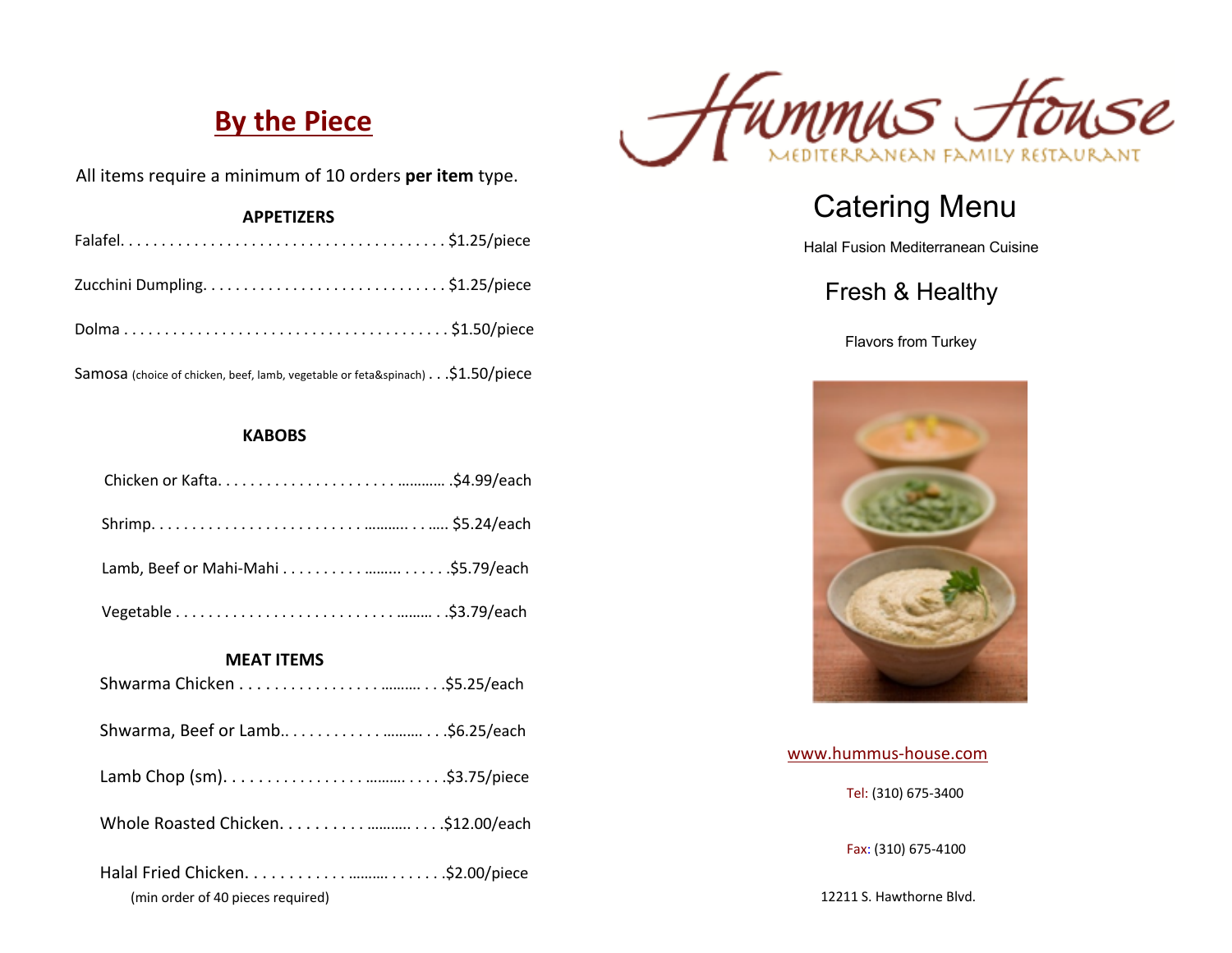## By the Piece

All items require a minimum of 10 orders **per item** type.

### APPETIZERS

Falafel. . . . . . . . . . . . . . . . . . . . . . . . . . . . . . . . . . . . . . . . $1.25/piece

Zucchini Dumpling. . . . . . . . . . . . . . . . . . . . . . . . . . . . . $1.25/piece

Dolma . . . . . . . . . . . . . . . . . . . . . . . . . . . . . . . . . . . . . . . $1.50/piece

Samosa (choice of chicken, beef, lamb, vegetable or feta&spinach) . . .$1.50/piece

### KABOBS

Chicken or Kafta. . . . . . . . . . . . . . . . . . . . . ………… .$4.99/each

Shrimp. . . . . . . . . . . . . . . . . . . . . . . . . ……….. . . ….. $5.24/each

Lamb, Beef or Mahi-Mahi . . . . . . . . . . ……... . . . . . .$5.79/each

Vegetable . . . . . . . . . . . . . . . . . . . . . . . . . . ……… . .$3.79/each

### MEAT ITEMS

Shwarma Chicken . . . . . . . . . . . . . . . . . ………. . . .$5.25/each

Shwarma, Beef or Lamb.. . . . . . . . . . . . ………. . . .$6.25/each

Lamb Chop (sm). . . . . . . . . . . . . . . . . ……….. . . . . .$3.75/piece

Whole Roasted Chicken. . . . . . . . . . ……….. . . . .$12.00/each

Halal Fried Chicken. . . . . . . . . . . . ……… . . . . . . .$2.00/piece
(min order of 40 pieces required)

# Hummus House

MEDITERRANEAN FAMILY RESTAURANT

## Catering Menu

Halal Fusion Mediterranean Cuisine

Fresh & Healthy

Flavors from Turkey

www.hummus-house.com

Tel: (310) 675-3400

Fax: (310) 675-4100

12211 S. Hawthorne Blvd.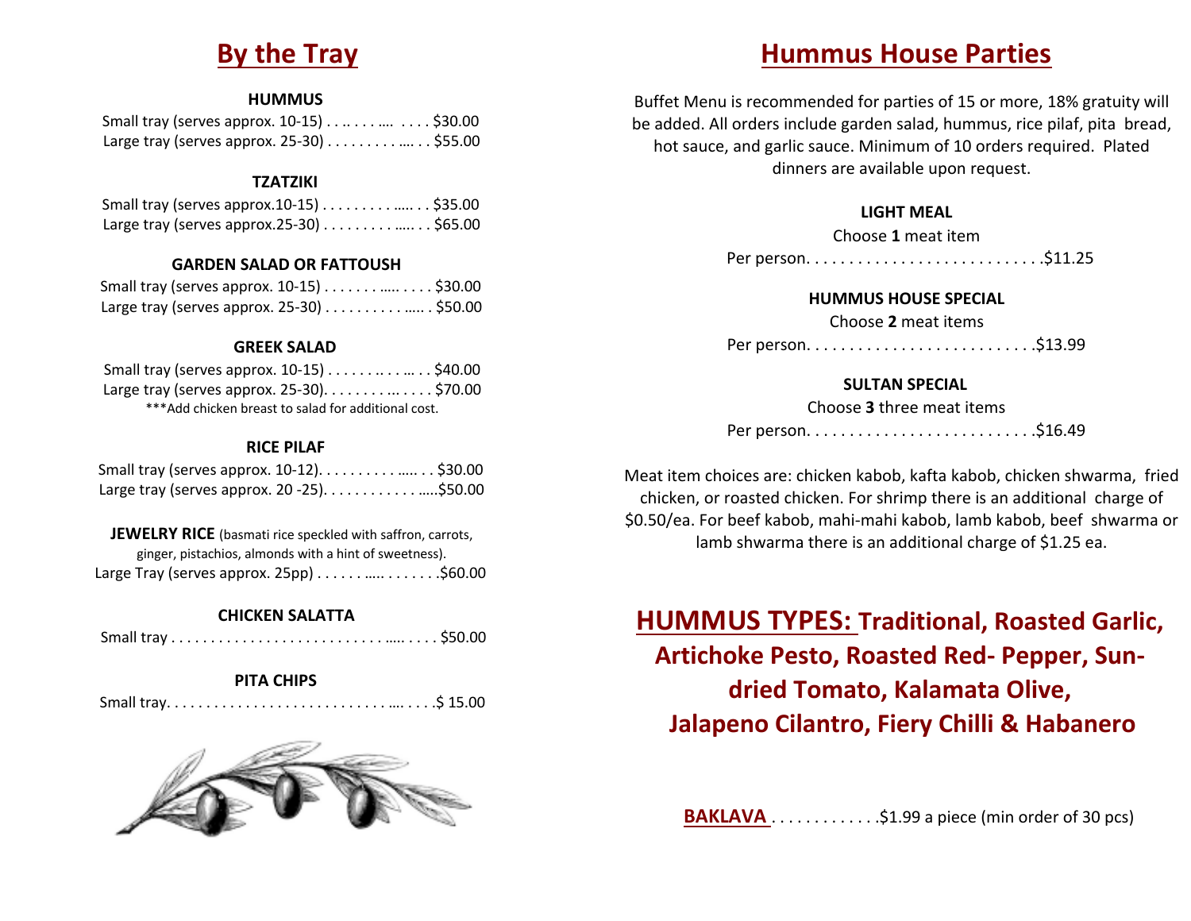## By the Tray

### HUMMUS

Small tray (serves approx. 10-15) . . .. . . . .... . . . . $30.00
Large tray (serves approx. 25-30) . . . . . . . . . .... . . $55.00

### TZATZIKI

Small tray (serves approx.10-15) . . . . . . . . . ..... . . $35.00
Large tray (serves approx.25-30) . . . . . . . . . ..... . . $65.00

### GARDEN SALAD OR FATTOUSH

Small tray (serves approx. 10-15) . . . . . . . ..... . . . . $30.00
Large tray (serves approx. 25-30) . . . . . . . . . . ..... . $50.00

### GREEK SALAD

Small tray (serves approx. 10-15) . . . . . . .. . . ... . . $40.00
Large tray (serves approx. 25-30). . . . . . . . . ... . . . . $70.00
***Add chicken breast to salad for additional cost.

### RICE PILAF

Small tray (serves approx. 10-12). . . . . . . . . . ..... . . $30.00
Large tray (serves approx. 20 -25). . . . . . . . . . . . .....$50.00

**JEWELRY RICE** (basmati rice speckled with saffron, carrots, ginger, pistachios, almonds with a hint of sweetness).
Large Tray (serves approx. 25pp) . . . . . . ..... . . . . . . .$60.00

### CHICKEN SALATTA

Small tray . . . . . . . . . . . . . . . . . . . . . . . . . . ..... . . . . $50.00

### PITA CHIPS

Small tray. . . . . . . . . . . . . . . . . . . . . . . . . . . . .... . . . .$ 15.00

## Hummus House Parties

Buffet Menu is recommended for parties of 15 or more, 18% gratuity will be added. All orders include garden salad, hummus, rice pilaf, pita bread, hot sauce, and garlic sauce. Minimum of 10 orders required. Plated dinners are available upon request.

### LIGHT MEAL

Choose **1** meat item
Per person. . . . . . . . . . . . . . . . . . . . . . . . . . .$11.25

### HUMMUS HOUSE SPECIAL

Choose **2** meat items
Per person. . . . . . . . . . . . . . . . . . . . . . . . . .$13.99

### SULTAN SPECIAL

Choose **3** three meat items
Per person. . . . . . . . . . . . . . . . . . . . . . . . . .$16.49

Meat item choices are: chicken kabob, kafta kabob, chicken shwarma, fried chicken, or roasted chicken. For shrimp there is an additional charge of $0.50/ea. For beef kabob, mahi-mahi kabob, lamb kabob, beef shwarma or lamb shwarma there is an additional charge of $1.25 ea.

## HUMMUS TYPES: Traditional, Roasted Garlic, Artichoke Pesto, Roasted Red- Pepper, Sun-dried Tomato, Kalamata Olive, Jalapeno Cilantro, Fiery Chilli & Habanero

**BAKLAVA** . . . . . . . . . . . . .$1.99 a piece (min order of 30 pcs)